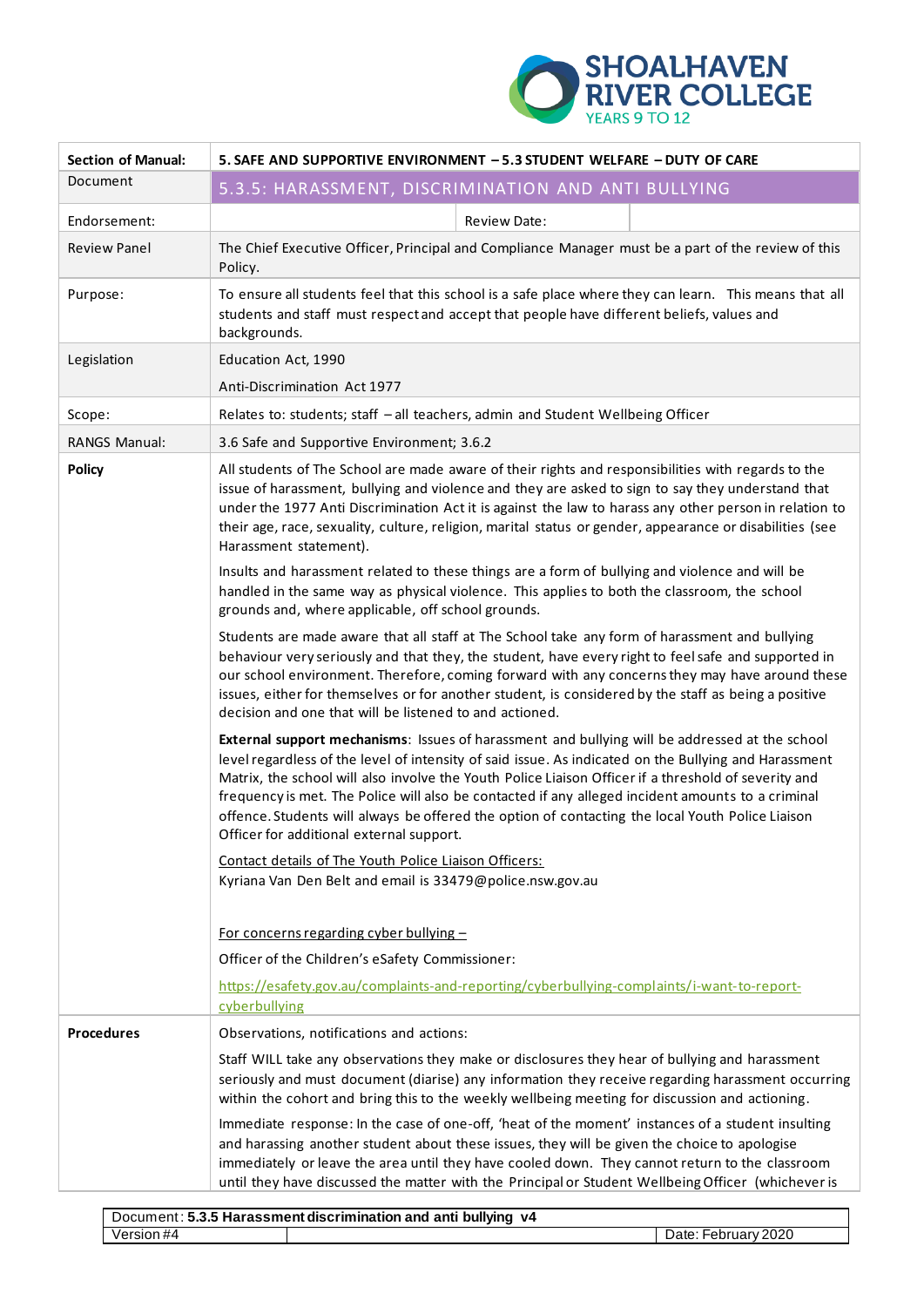SHOALHAVEN RIVER COLLEGE
YEARS 9 TO 12

| **Section of Manual:** | **5. SAFE AND SUPPORTIVE ENVIRONMENT – 5.3 STUDENT WELFARE – DUTY OF CARE** |
|---|---|
| Document | 5.3.5: HARASSMENT, DISCRIMINATION AND ANTI BULLYING |
| Endorsement: | Review Date: |
| Review Panel | The Chief Executive Officer, Principal and Compliance Manager must be a part of the review of this Policy. |
| Purpose: | To ensure all students feel that this school is a safe place where they can learn. This means that all students and staff must respect and accept that people have different beliefs, values and backgrounds. |
| Legislation | Education Act, 1990<br><br>Anti-Discrimination Act 1977 |
| Scope: | Relates to: students; staff – all teachers, admin and Student Wellbeing Officer |
| RANGS Manual: | 3.6 Safe and Supportive Environment; 3.6.2 |
| **Policy** | All students of The School are made aware of their rights and responsibilities with regards to the issue of harassment, bullying and violence and they are asked to sign to say they understand that under the 1977 Anti Discrimination Act it is against the law to harass any other person in relation to their age, race, sexuality, culture, religion, marital status or gender, appearance or disabilities (see Harassment statement).<br><br>Insults and harassment related to these things are a form of bullying and violence and will be handled in the same way as physical violence. This applies to both the classroom, the school grounds and, where applicable, off school grounds.<br><br>Students are made aware that all staff at The School take any form of harassment and bullying behaviour very seriously and that they, the student, have every right to feel safe and supported in our school environment. Therefore, coming forward with any concerns they may have around these issues, either for themselves or for another student, is considered by the staff as being a positive decision and one that will be listened to and actioned.<br><br>**External support mechanisms**: Issues of harassment and bullying will be addressed at the school level regardless of the level of intensity of said issue. As indicated on the Bullying and Harassment Matrix, the school will also involve the Youth Police Liaison Officer if a threshold of severity and frequency is met. The Police will also be contacted if any alleged incident amounts to a criminal offence. Students will always be offered the option of contacting the local Youth Police Liaison Officer for additional external support.<br><br>Contact details of The Youth Police Liaison Officers:<br>Kyriana Van Den Belt and email is 33479@police.nsw.gov.au<br><br>For concerns regarding cyber bullying –<br><br>Officer of the Children's eSafety Commissioner:<br><br>https://esafety.gov.au/complaints-and-reporting/cyberbullying-complaints/i-want-to-report-cyberbullying |
| **Procedures** | Observations, notifications and actions:<br><br>Staff WILL take any observations they make or disclosures they hear of bullying and harassment seriously and must document (diarise) any information they receive regarding harassment occurring within the cohort and bring this to the weekly wellbeing meeting for discussion and actioning.<br><br>Immediate response: In the case of one-off, 'heat of the moment' instances of a student insulting and harassing another student about these issues, they will be given the choice to apologise immediately or leave the area until they have cooled down. They cannot return to the classroom until they have discussed the matter with the Principal or Student Wellbeing Officer (whichever is |

| Document: **5.3.5 Harassment discrimination and anti bullying v4** | | |
|---|---|---|
| Version #4 | | Date: February 2020 |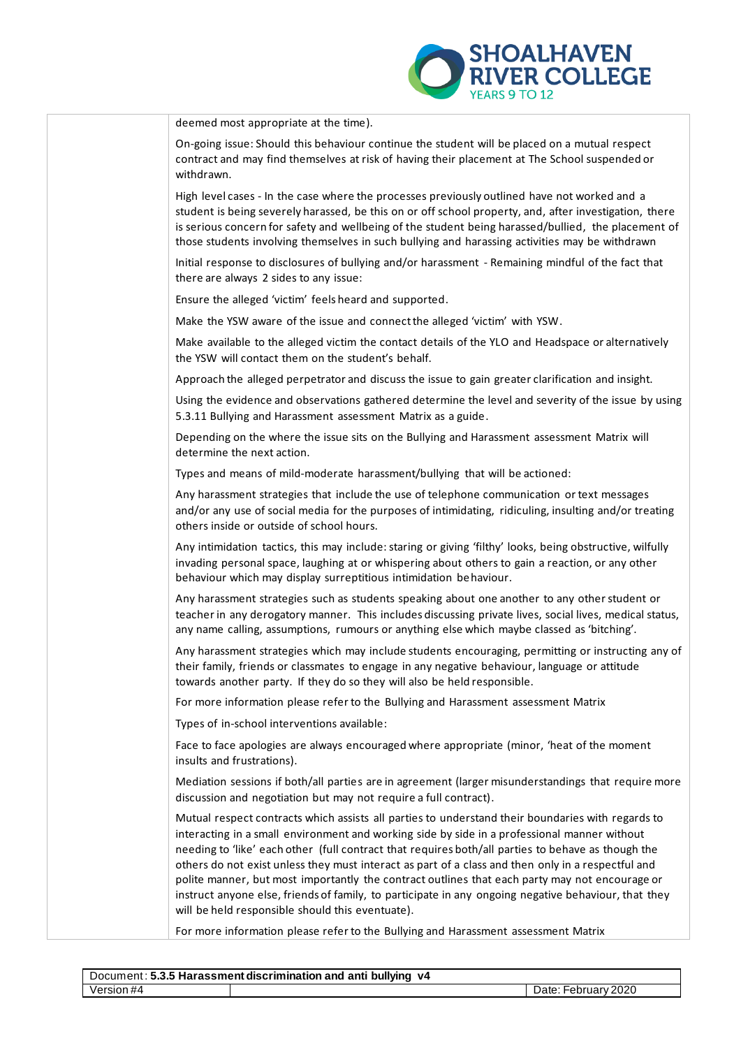deemed most appropriate at the time).

On-going issue: Should this behaviour continue the student will be placed on a mutual respect contract and may find themselves at risk of having their placement at The School suspended or withdrawn.

High level cases - In the case where the processes previously outlined have not worked and a student is being severely harassed, be this on or off school property, and, after investigation, there is serious concern for safety and wellbeing of the student being harassed/bullied, the placement of those students involving themselves in such bullying and harassing activities may be withdrawn

Initial response to disclosures of bullying and/or harassment - Remaining mindful of the fact that there are always 2 sides to any issue:

Ensure the alleged 'victim' feels heard and supported.

Make the YSW aware of the issue and connect the alleged 'victim' with YSW.

Make available to the alleged victim the contact details of the YLO and Headspace or alternatively the YSW will contact them on the student's behalf.

Approach the alleged perpetrator and discuss the issue to gain greater clarification and insight.

Using the evidence and observations gathered determine the level and severity of the issue by using 5.3.11 Bullying and Harassment assessment Matrix as a guide.

Depending on the where the issue sits on the Bullying and Harassment assessment Matrix will determine the next action.

Types and means of mild-moderate harassment/bullying that will be actioned:

Any harassment strategies that include the use of telephone communication or text messages and/or any use of social media for the purposes of intimidating, ridiculing, insulting and/or treating others inside or outside of school hours.

Any intimidation tactics, this may include: staring or giving 'filthy' looks, being obstructive, wilfully invading personal space, laughing at or whispering about others to gain a reaction, or any other behaviour which may display surreptitious intimidation behaviour.

Any harassment strategies such as students speaking about one another to any other student or teacher in any derogatory manner. This includes discussing private lives, social lives, medical status, any name calling, assumptions, rumours or anything else which maybe classed as 'bitching'.

Any harassment strategies which may include students encouraging, permitting or instructing any of their family, friends or classmates to engage in any negative behaviour, language or attitude towards another party. If they do so they will also be held responsible.

For more information please refer to the Bullying and Harassment assessment Matrix

Types of in-school interventions available:

Face to face apologies are always encouraged where appropriate (minor, 'heat of the moment insults and frustrations).

Mediation sessions if both/all parties are in agreement (larger misunderstandings that require more discussion and negotiation but may not require a full contract).

Mutual respect contracts which assists all parties to understand their boundaries with regards to interacting in a small environment and working side by side in a professional manner without needing to 'like' each other (full contract that requires both/all parties to behave as though the others do not exist unless they must interact as part of a class and then only in a respectful and polite manner, but most importantly the contract outlines that each party may not encourage or instruct anyone else, friends of family, to participate in any ongoing negative behaviour, that they will be held responsible should this eventuate).

For more information please refer to the Bullying and Harassment assessment Matrix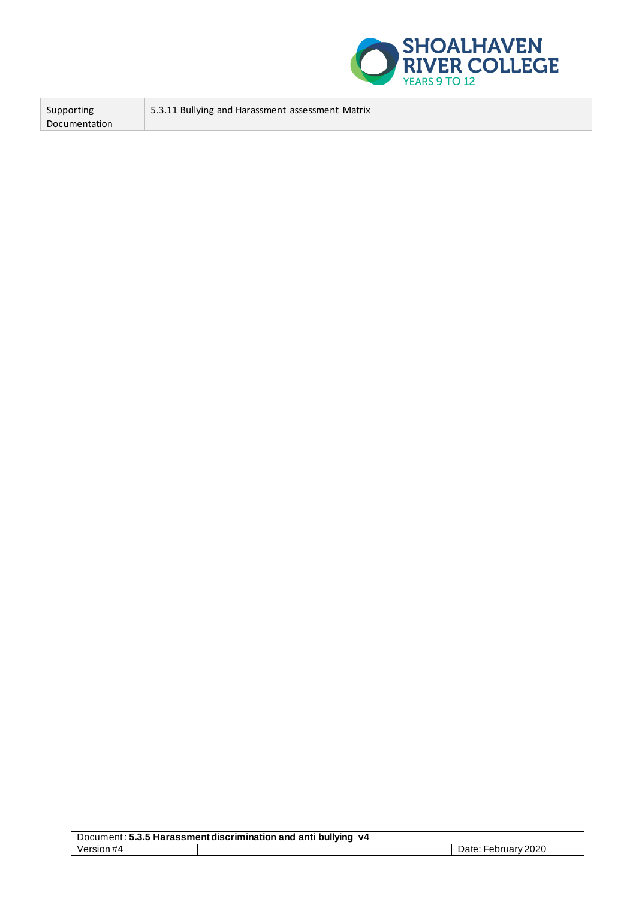| | |
|---|---|
| Supporting Documentation | 5.3.11 Bullying and Harassment assessment Matrix |